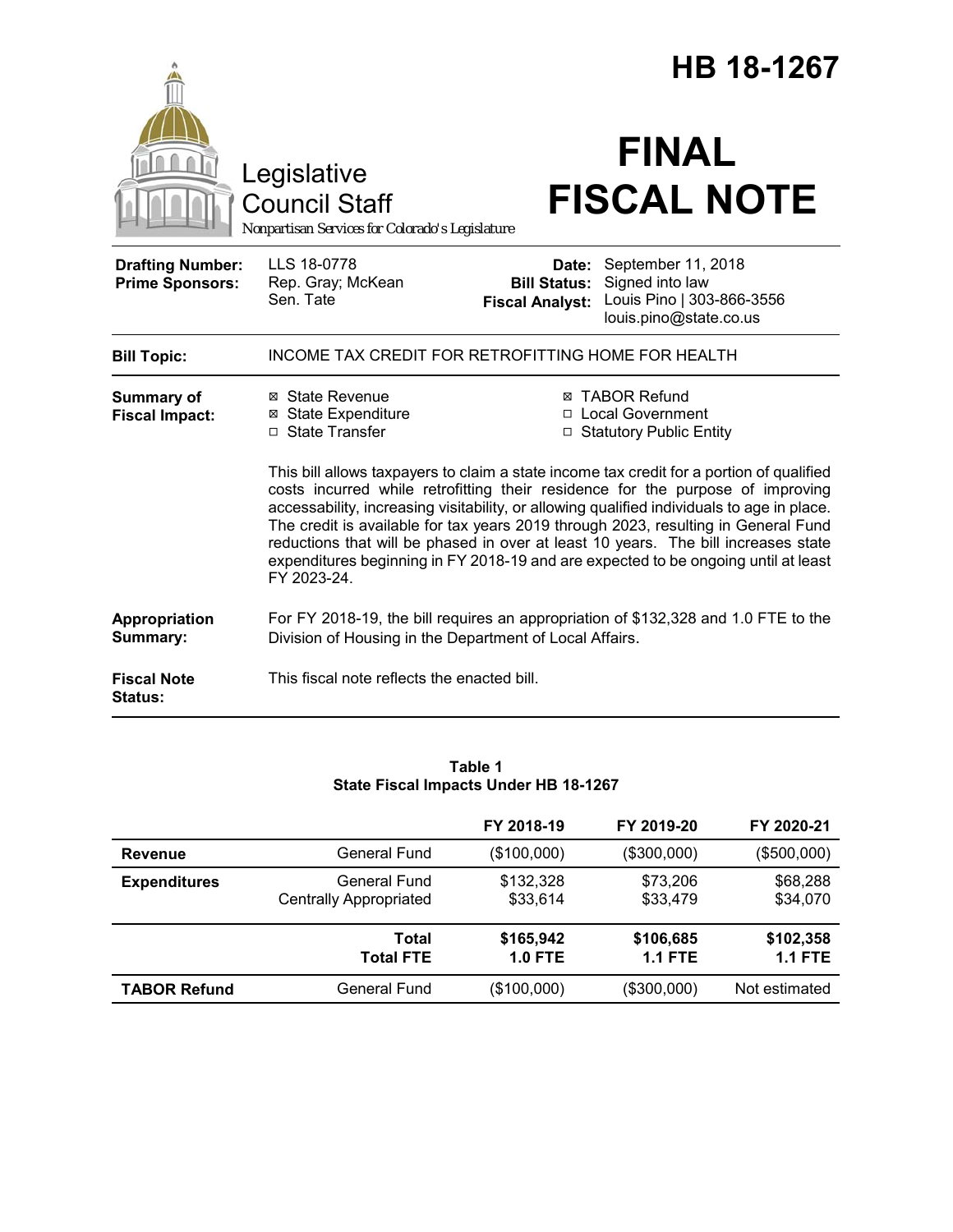# HB 18-1267

Legislative Council Staff

*Nonpartisan Services for Colorado's Legislature*

# FINAL FISCAL NOTE

| | | | |
|---|---|---|---|
| **Drafting Number:** | LLS 18-0778 | **Date:** | September 11, 2018 |
| **Prime Sponsors:** | Rep. Gray; McKean<br>Sen. Tate | **Bill Status:** | Signed into law |
| | | **Fiscal Analyst:** | Louis Pino \| 303-866-3556<br>louis.pino@state.co.us |

**Bill Topic:** INCOME TAX CREDIT FOR RETROFITTING HOME FOR HEALTH

**Summary of Fiscal Impact:**

- ☒ State Revenue
- ☒ State Expenditure
- ☐ State Transfer
- ☒ TABOR Refund
- ☐ Local Government
- ☐ Statutory Public Entity

This bill allows taxpayers to claim a state income tax credit for a portion of qualified costs incurred while retrofitting their residence for the purpose of improving accessability, increasing visitability, or allowing qualified individuals to age in place. The credit is available for tax years 2019 through 2023, resulting in General Fund reductions that will be phased in over at least 10 years. The bill increases state expenditures beginning in FY 2018-19 and are expected to be ongoing until at least FY 2023-24.

**Appropriation Summary:** For FY 2018-19, the bill requires an appropriation of $132,328 and 1.0 FTE to the Division of Housing in the Department of Local Affairs.

**Fiscal Note Status:** This fiscal note reflects the enacted bill.

**Table 1**
**State Fiscal Impacts Under HB 18-1267**

| | | FY 2018-19 | FY 2019-20 | FY 2020-21 |
|---|---|---|---|---|
| **Revenue** | General Fund | ($100,000) | ($300,000) | ($500,000) |
| **Expenditures** | General Fund<br>Centrally Appropriated | $132,328<br>$33,614 | $73,206<br>$33,479 | $68,288<br>$34,070 |
| | **Total**<br>**Total FTE** | **$165,942**<br>**1.0 FTE** | **$106,685**<br>**1.1 FTE** | **$102,358**<br>**1.1 FTE** |
| **TABOR Refund** | General Fund | ($100,000) | ($300,000) | Not estimated |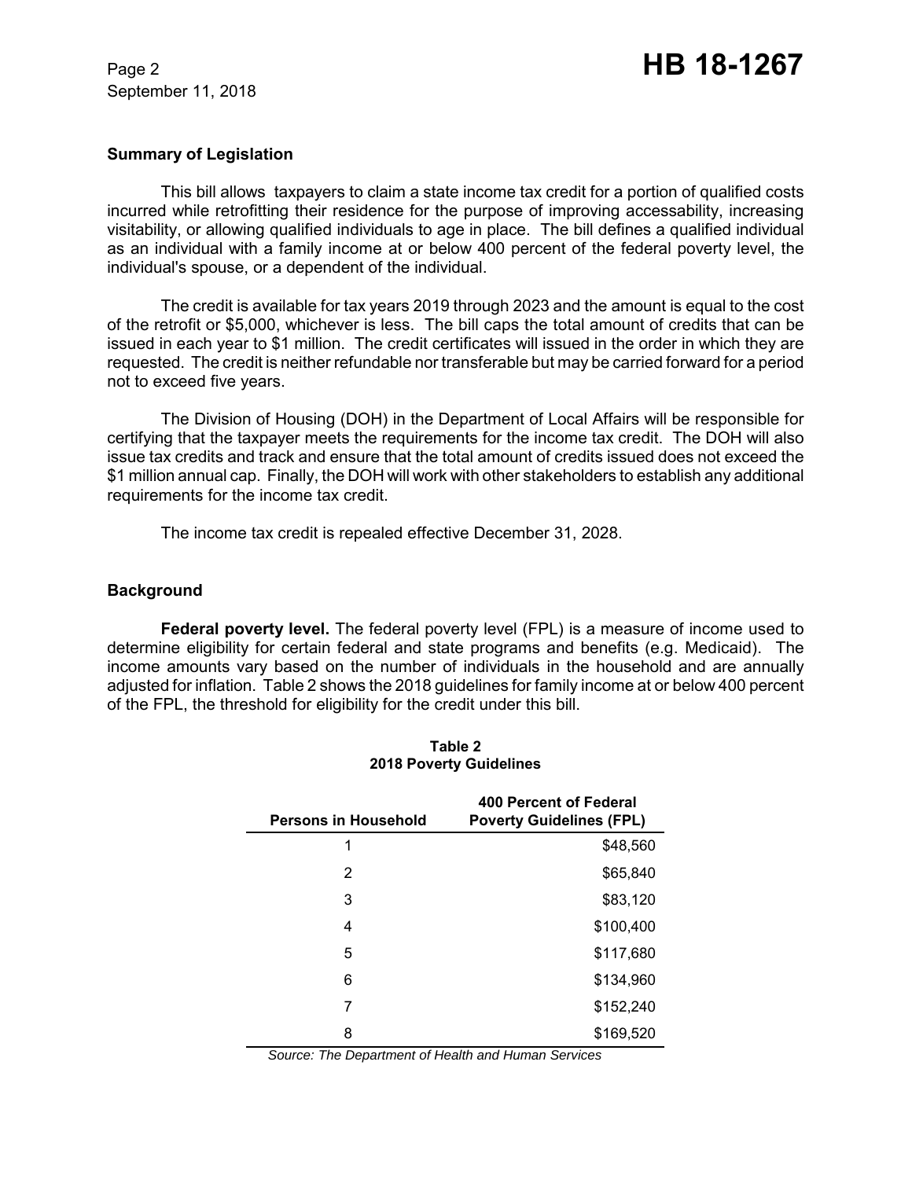## Summary of Legislation

This bill allows taxpayers to claim a state income tax credit for a portion of qualified costs incurred while retrofitting their residence for the purpose of improving accessability, increasing visitability, or allowing qualified individuals to age in place. The bill defines a qualified individual as an individual with a family income at or below 400 percent of the federal poverty level, the individual's spouse, or a dependent of the individual.

The credit is available for tax years 2019 through 2023 and the amount is equal to the cost of the retrofit or $5,000, whichever is less. The bill caps the total amount of credits that can be issued in each year to $1 million. The credit certificates will issued in the order in which they are requested. The credit is neither refundable nor transferable but may be carried forward for a period not to exceed five years.

The Division of Housing (DOH) in the Department of Local Affairs will be responsible for certifying that the taxpayer meets the requirements for the income tax credit. The DOH will also issue tax credits and track and ensure that the total amount of credits issued does not exceed the $1 million annual cap. Finally, the DOH will work with other stakeholders to establish any additional requirements for the income tax credit.

The income tax credit is repealed effective December 31, 2028.

## Background

**Federal poverty level.** The federal poverty level (FPL) is a measure of income used to determine eligibility for certain federal and state programs and benefits (e.g. Medicaid). The income amounts vary based on the number of individuals in the household and are annually adjusted for inflation. Table 2 shows the 2018 guidelines for family income at or below 400 percent of the FPL, the threshold for eligibility for the credit under this bill.

**Table 2**
**2018 Poverty Guidelines**

| Persons in Household | 400 Percent of Federal Poverty Guidelines (FPL) |
|---|---|
| 1 | $48,560 |
| 2 | $65,840 |
| 3 | $83,120 |
| 4 | $100,400 |
| 5 | $117,680 |
| 6 | $134,960 |
| 7 | $152,240 |
| 8 | $169,520 |

*Source: The Department of Health and Human Services*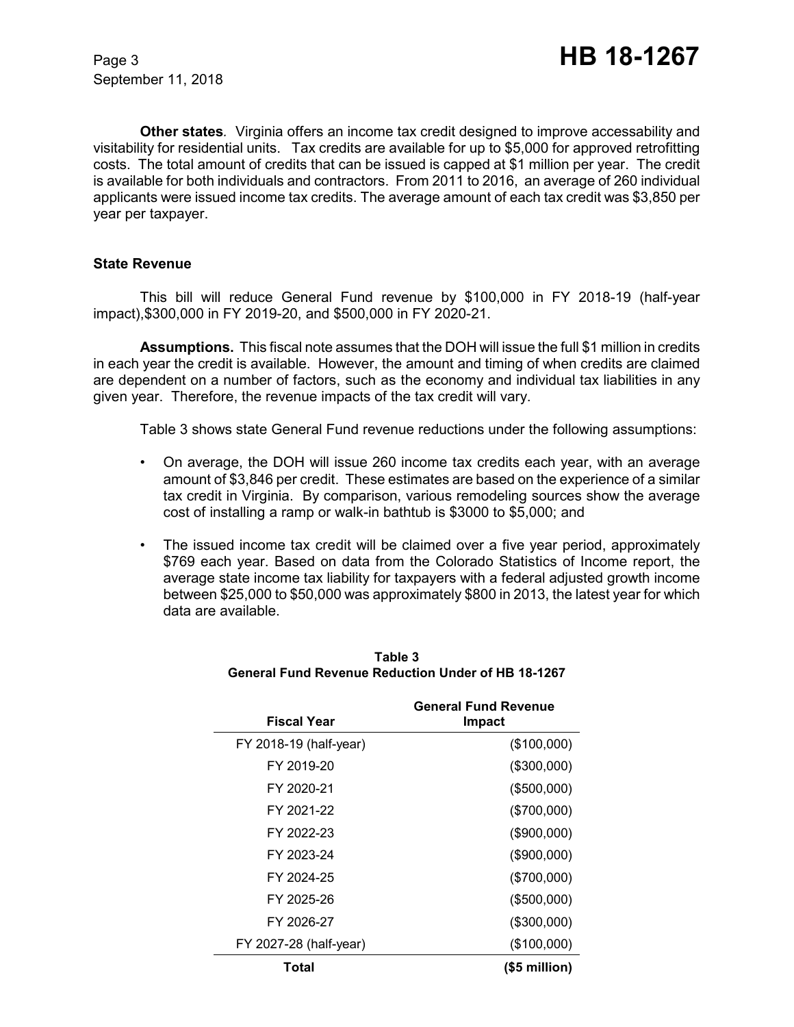**Other states**. Virginia offers an income tax credit designed to improve accessability and visitability for residential units. Tax credits are available for up to $5,000 for approved retrofitting costs. The total amount of credits that can be issued is capped at $1 million per year. The credit is available for both individuals and contractors. From 2011 to 2016, an average of 260 individual applicants were issued income tax credits. The average amount of each tax credit was $3,850 per year per taxpayer.

### State Revenue

This bill will reduce General Fund revenue by $100,000 in FY 2018-19 (half-year impact),$300,000 in FY 2019-20, and $500,000 in FY 2020-21.

**Assumptions.** This fiscal note assumes that the DOH will issue the full $1 million in credits in each year the credit is available. However, the amount and timing of when credits are claimed are dependent on a number of factors, such as the economy and individual tax liabilities in any given year. Therefore, the revenue impacts of the tax credit will vary.

Table 3 shows state General Fund revenue reductions under the following assumptions:

- On average, the DOH will issue 260 income tax credits each year, with an average amount of $3,846 per credit. These estimates are based on the experience of a similar tax credit in Virginia. By comparison, various remodeling sources show the average cost of installing a ramp or walk-in bathtub is $3000 to $5,000; and
- The issued income tax credit will be claimed over a five year period, approximately $769 each year. Based on data from the Colorado Statistics of Income report, the average state income tax liability for taxpayers with a federal adjusted growth income between $25,000 to $50,000 was approximately $800 in 2013, the latest year for which data are available.

**Table 3**
**General Fund Revenue Reduction Under of HB 18-1267**

| Fiscal Year | General Fund Revenue Impact |
|---|---|
| FY 2018-19 (half-year) | ($100,000) |
| FY 2019-20 | ($300,000) |
| FY 2020-21 | ($500,000) |
| FY 2021-22 | ($700,000) |
| FY 2022-23 | ($900,000) |
| FY 2023-24 | ($900,000) |
| FY 2024-25 | ($700,000) |
| FY 2025-26 | ($500,000) |
| FY 2026-27 | ($300,000) |
| FY 2027-28 (half-year) | ($100,000) |
| **Total** | **($5 million)** |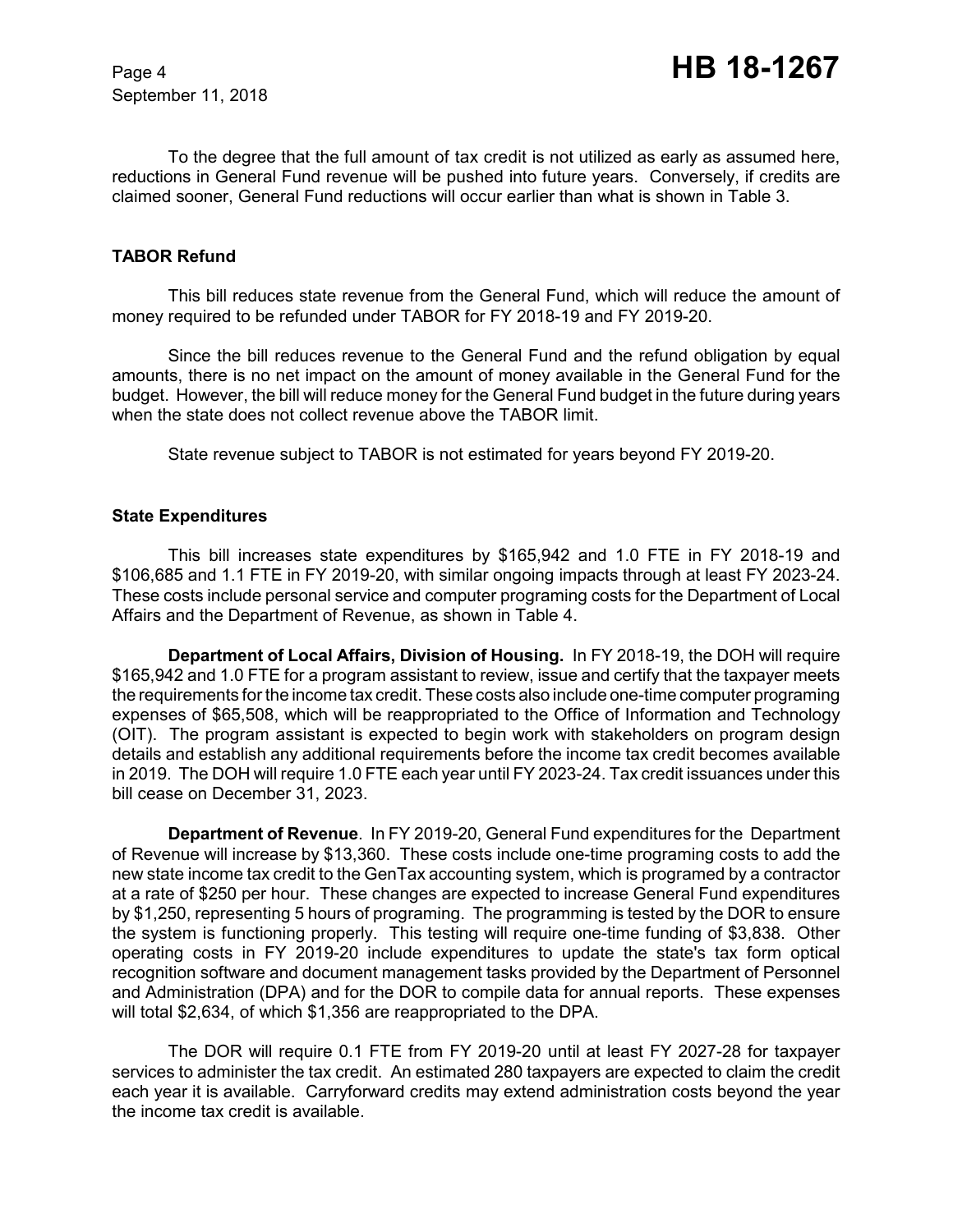To the degree that the full amount of tax credit is not utilized as early as assumed here, reductions in General Fund revenue will be pushed into future years. Conversely, if credits are claimed sooner, General Fund reductions will occur earlier than what is shown in Table 3.

**TABOR Refund**

This bill reduces state revenue from the General Fund, which will reduce the amount of money required to be refunded under TABOR for FY 2018-19 and FY 2019-20.

Since the bill reduces revenue to the General Fund and the refund obligation by equal amounts, there is no net impact on the amount of money available in the General Fund for the budget. However, the bill will reduce money for the General Fund budget in the future during years when the state does not collect revenue above the TABOR limit.

State revenue subject to TABOR is not estimated for years beyond FY 2019-20.

**State Expenditures**

This bill increases state expenditures by $165,942 and 1.0 FTE in FY 2018-19 and $106,685 and 1.1 FTE in FY 2019-20, with similar ongoing impacts through at least FY 2023-24. These costs include personal service and computer programing costs for the Department of Local Affairs and the Department of Revenue, as shown in Table 4.

**Department of Local Affairs, Division of Housing.** In FY 2018-19, the DOH will require $165,942 and 1.0 FTE for a program assistant to review, issue and certify that the taxpayer meets the requirements for the income tax credit. These costs also include one-time computer programing expenses of $65,508, which will be reappropriated to the Office of Information and Technology (OIT). The program assistant is expected to begin work with stakeholders on program design details and establish any additional requirements before the income tax credit becomes available in 2019. The DOH will require 1.0 FTE each year until FY 2023-24. Tax credit issuances under this bill cease on December 31, 2023.

**Department of Revenue**. In FY 2019-20, General Fund expenditures for the Department of Revenue will increase by $13,360. These costs include one-time programing costs to add the new state income tax credit to the GenTax accounting system, which is programed by a contractor at a rate of $250 per hour. These changes are expected to increase General Fund expenditures by $1,250, representing 5 hours of programing. The programming is tested by the DOR to ensure the system is functioning properly. This testing will require one-time funding of $3,838. Other operating costs in FY 2019-20 include expenditures to update the state's tax form optical recognition software and document management tasks provided by the Department of Personnel and Administration (DPA) and for the DOR to compile data for annual reports. These expenses will total $2,634, of which $1,356 are reappropriated to the DPA.

The DOR will require 0.1 FTE from FY 2019-20 until at least FY 2027-28 for taxpayer services to administer the tax credit. An estimated 280 taxpayers are expected to claim the credit each year it is available. Carryforward credits may extend administration costs beyond the year the income tax credit is available.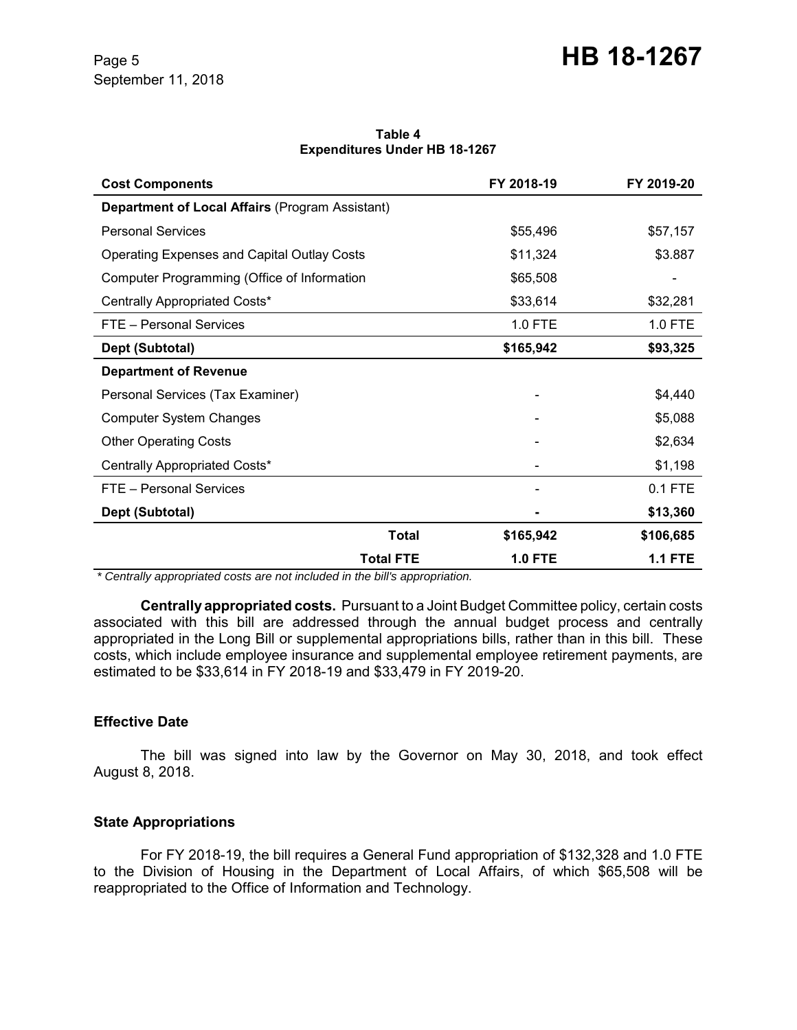**Table 4**
**Expenditures Under HB 18-1267**

| Cost Components | FY 2018-19 | FY 2019-20 |
|---|---|---|
| **Department of Local Affairs** (Program Assistant) | | |
| Personal Services | $55,496 | $57,157 |
| Operating Expenses and Capital Outlay Costs | $11,324 | $3.887 |
| Computer Programming (Office of Information | $65,508 | - |
| Centrally Appropriated Costs* | $33,614 | $32,281 |
| FTE – Personal Services | 1.0 FTE | 1.0 FTE |
| **Dept (Subtotal)** | **$165,942** | **$93,325** |
| **Department of Revenue** | | |
| Personal Services (Tax Examiner) | - | $4,440 |
| Computer System Changes | - | $5,088 |
| Other Operating Costs | - | $2,634 |
| Centrally Appropriated Costs* | - | $1,198 |
| FTE – Personal Services | - | 0.1 FTE |
| **Dept (Subtotal)** | **-** | **$13,360** |
| **Total** | **$165,942** | **$106,685** |
| **Total FTE** | **1.0 FTE** | **1.1 FTE** |

*\* Centrally appropriated costs are not included in the bill's appropriation.*

**Centrally appropriated costs.** Pursuant to a Joint Budget Committee policy, certain costs associated with this bill are addressed through the annual budget process and centrally appropriated in the Long Bill or supplemental appropriations bills, rather than in this bill. These costs, which include employee insurance and supplemental employee retirement payments, are estimated to be $33,614 in FY 2018-19 and $33,479 in FY 2019-20.

## Effective Date

The bill was signed into law by the Governor on May 30, 2018, and took effect August 8, 2018.

## State Appropriations

For FY 2018-19, the bill requires a General Fund appropriation of $132,328 and 1.0 FTE to the Division of Housing in the Department of Local Affairs, of which $65,508 will be reappropriated to the Office of Information and Technology.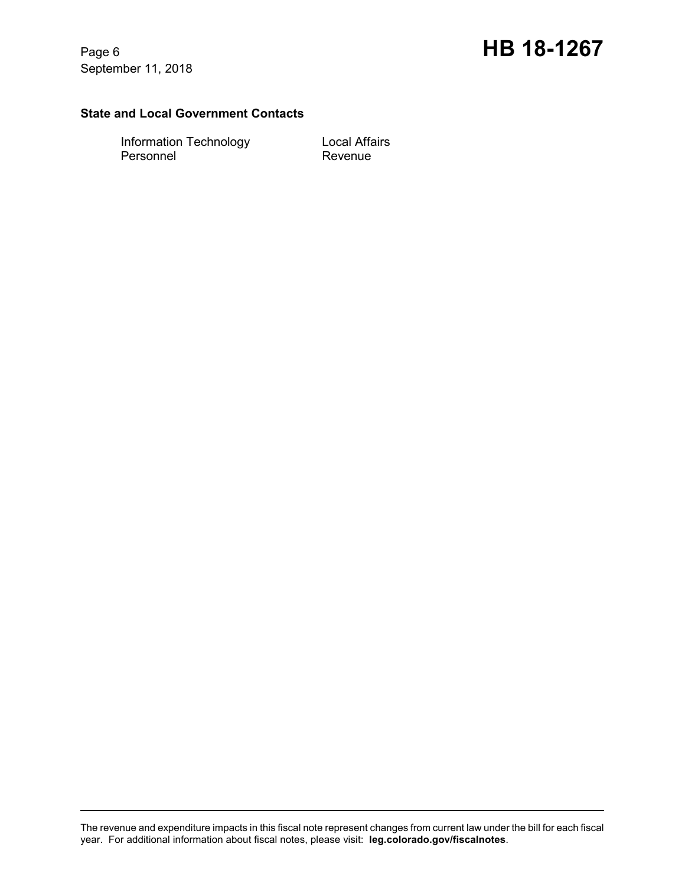### State and Local Government Contacts

| | |
|---|---|
| Information Technology | Local Affairs |
| Personnel | Revenue |

The revenue and expenditure impacts in this fiscal note represent changes from current law under the bill for each fiscal year. For additional information about fiscal notes, please visit: **leg.colorado.gov/fiscalnotes**.